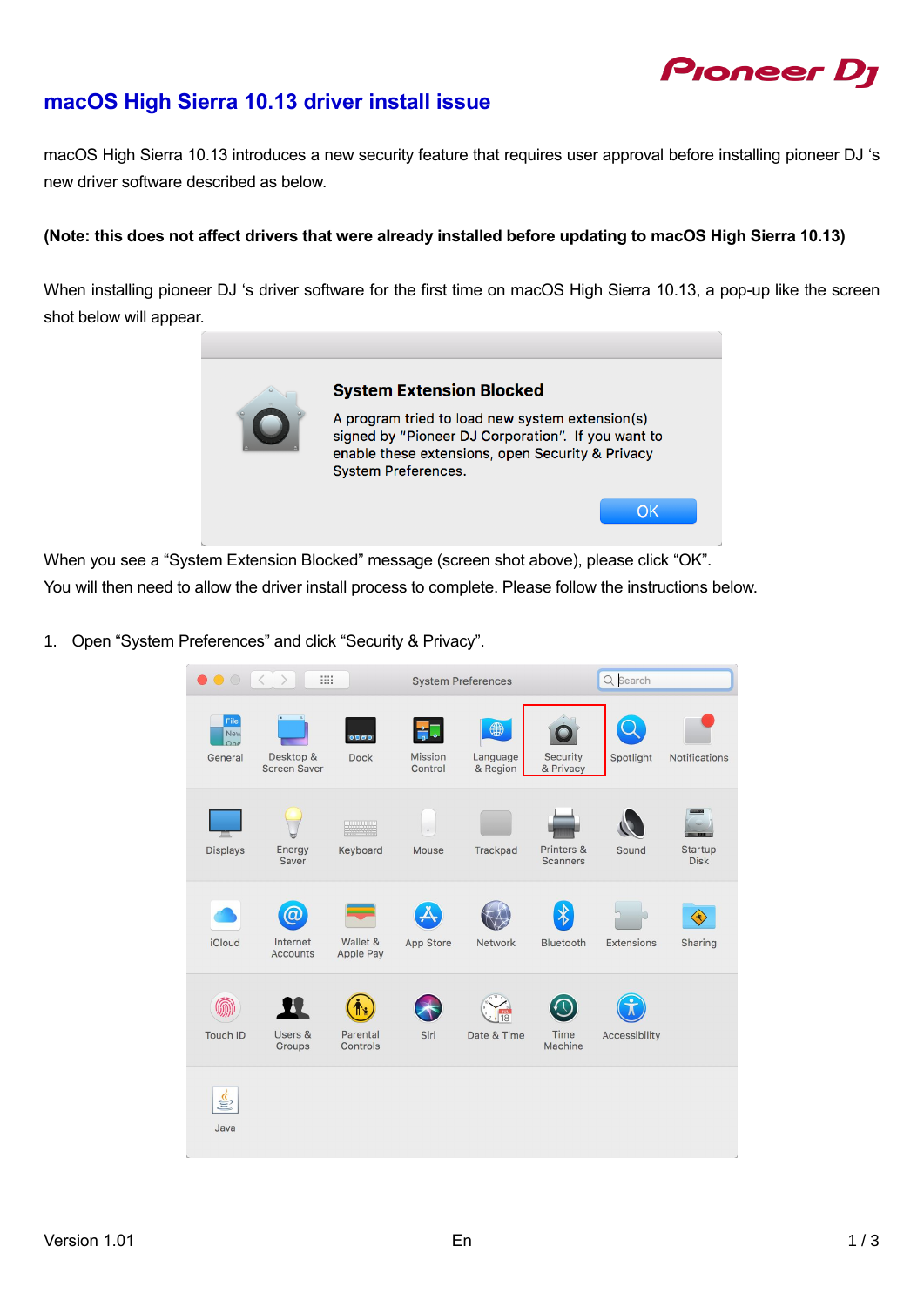# macOS High Sierra 10.13 driver install issue

macOS High Sierra 10.13 introduces a new security feature that requires user approval before installing pioneer DJ 's new driver software described as below.

**(Note: this does not affect drivers that were already installed before updating to macOS High Sierra 10.13)**

When installing pioneer DJ 's driver software for the first time on macOS High Sierra 10.13, a pop-up like the screen shot below will appear.

When you see a "System Extension Blocked" message (screen shot above), please click "OK".
You will then need to allow the driver install process to complete. Please follow the instructions below.

1. Open "System Preferences" and click "Security & Privacy".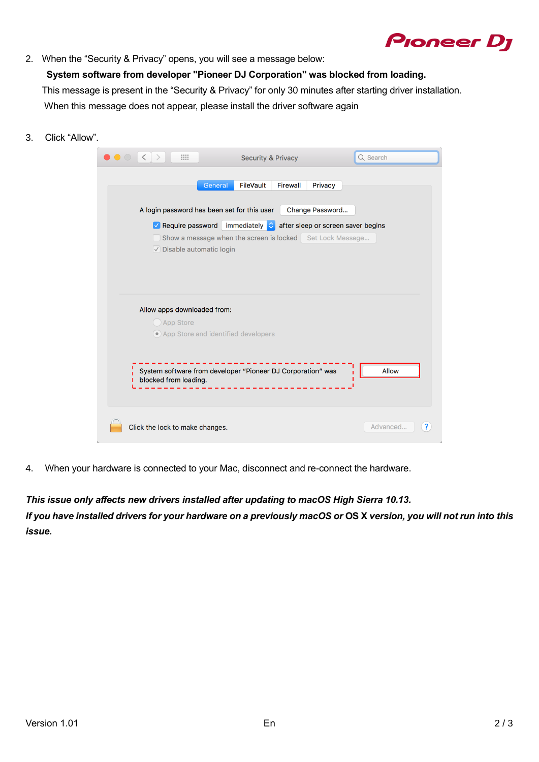2. When the “Security & Privacy” opens, you will see a message below:

   **System software from developer "Pioneer DJ Corporation" was blocked from loading.**

   This message is present in the “Security & Privacy” for only 30 minutes after starting driver installation.

   When this message does not appear, please install the driver software again

3. Click “Allow”.

4. When your hardware is connected to your Mac, disconnect and re-connect the hardware.

***This issue only affects new drivers installed after updating to macOS High Sierra 10.13.***

***If you have installed drivers for your hardware on a previously macOS or OS X version, you will not run into this issue.***

Version 1.01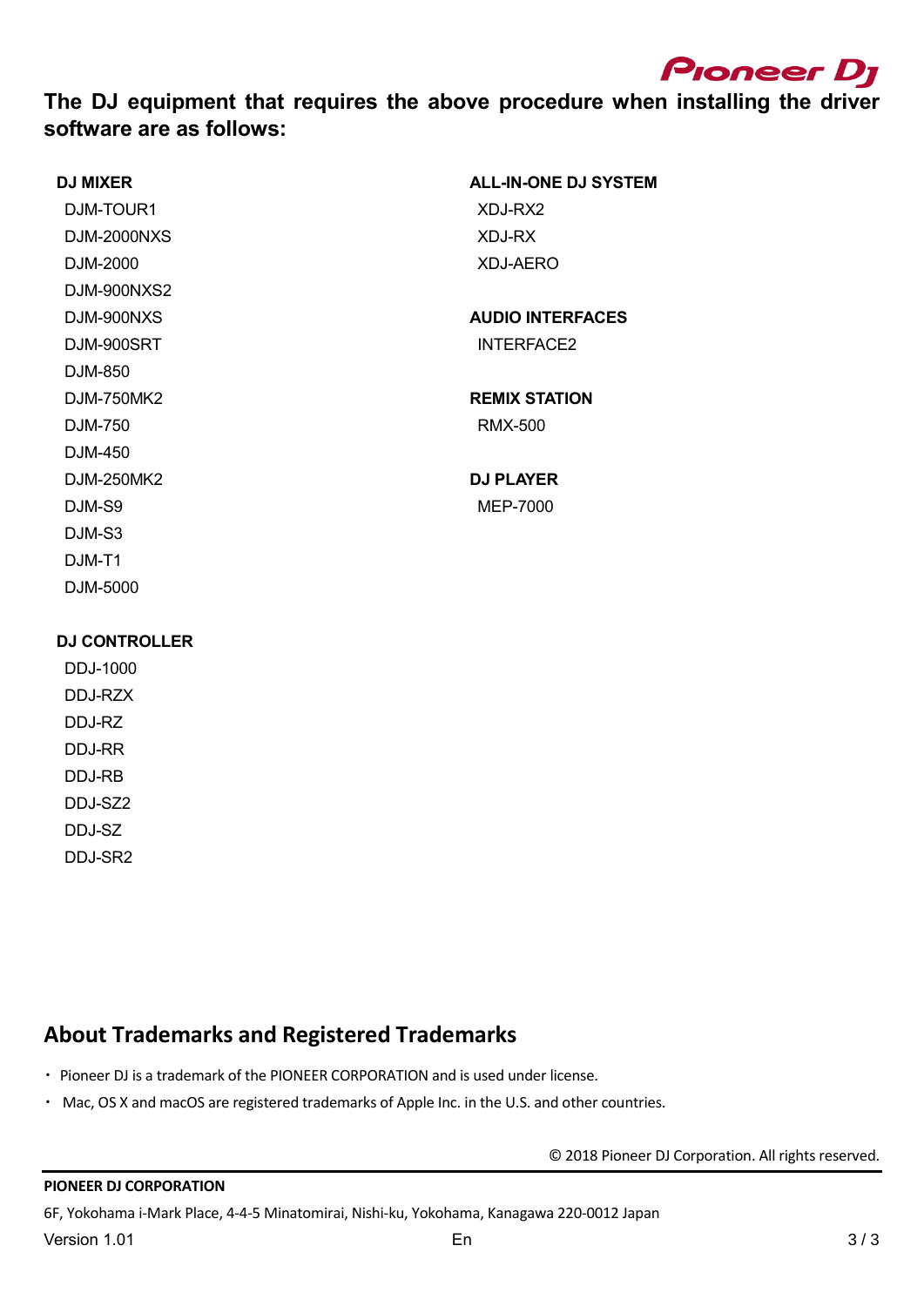**The DJ equipment that requires the above procedure when installing the driver software are as follows:**

**DJ MIXER**

- DJM-TOUR1
- DJM-2000NXS
- DJM-2000
- DJM-900NXS2
- DJM-900NXS
- DJM-900SRT
- DJM-850
- DJM-750MK2
- DJM-750
- DJM-450
- DJM-250MK2
- DJM-S9
- DJM-S3
- DJM-T1
- DJM-5000

**DJ CONTROLLER**

- DDJ-1000
- DDJ-RZX
- DDJ-RZ
- DDJ-RR
- DDJ-RB
- DDJ-SZ2
- DDJ-SZ
- DDJ-SR2

**ALL-IN-ONE DJ SYSTEM**

- XDJ-RX2
- XDJ-RX
- XDJ-AERO

**AUDIO INTERFACES**

- INTERFACE2

**REMIX STATION**

- RMX-500

**DJ PLAYER**

- MEP-7000

## About Trademarks and Registered Trademarks

- Pioneer DJ is a trademark of the PIONEER CORPORATION and is used under license.
- Mac, OS X and macOS are registered trademarks of Apple Inc. in the U.S. and other countries.

© 2018 Pioneer DJ Corporation. All rights reserved.

**PIONEER DJ CORPORATION**

6F, Yokohama i-Mark Place, 4-4-5 Minatomirai, Nishi-ku, Yokohama, Kanagawa 220-0012 Japan

Version 1.01